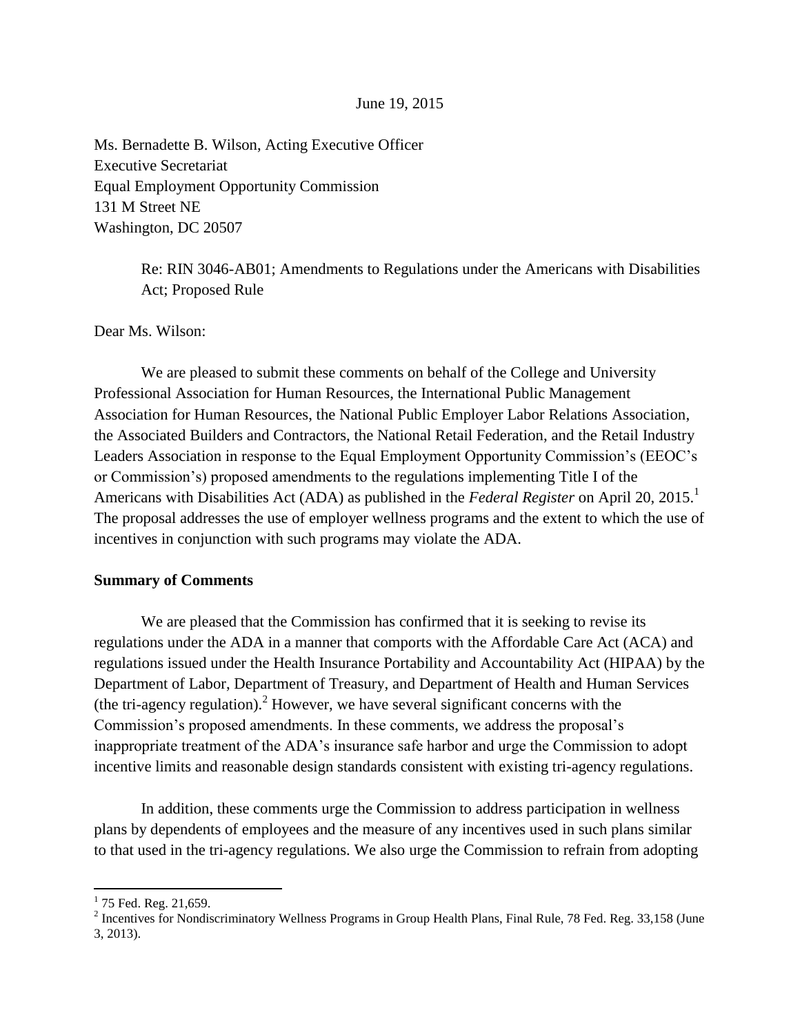June 19, 2015

Ms. Bernadette B. Wilson, Acting Executive Officer
Executive Secretariat
Equal Employment Opportunity Commission
131 M Street NE
Washington, DC 20507

Re: RIN 3046-AB01; Amendments to Regulations under the Americans with Disabilities Act; Proposed Rule

Dear Ms. Wilson:

We are pleased to submit these comments on behalf of the College and University Professional Association for Human Resources, the International Public Management Association for Human Resources, the National Public Employer Labor Relations Association, the Associated Builders and Contractors, the National Retail Federation, and the Retail Industry Leaders Association in response to the Equal Employment Opportunity Commission's (EEOC's or Commission's) proposed amendments to the regulations implementing Title I of the Americans with Disabilities Act (ADA) as published in the *Federal Register* on April 20, 2015.[1] The proposal addresses the use of employer wellness programs and the extent to which the use of incentives in conjunction with such programs may violate the ADA.

**Summary of Comments**

We are pleased that the Commission has confirmed that it is seeking to revise its regulations under the ADA in a manner that comports with the Affordable Care Act (ACA) and regulations issued under the Health Insurance Portability and Accountability Act (HIPAA) by the Department of Labor, Department of Treasury, and Department of Health and Human Services (the tri-agency regulation).[2] However, we have several significant concerns with the Commission's proposed amendments. In these comments, we address the proposal's inappropriate treatment of the ADA's insurance safe harbor and urge the Commission to adopt incentive limits and reasonable design standards consistent with existing tri-agency regulations.

In addition, these comments urge the Commission to address participation in wellness plans by dependents of employees and the measure of any incentives used in such plans similar to that used in the tri-agency regulations. We also urge the Commission to refrain from adopting

---

[1] 75 Fed. Reg. 21,659.

[2] Incentives for Nondiscriminatory Wellness Programs in Group Health Plans, Final Rule, 78 Fed. Reg. 33,158 (June 3, 2013).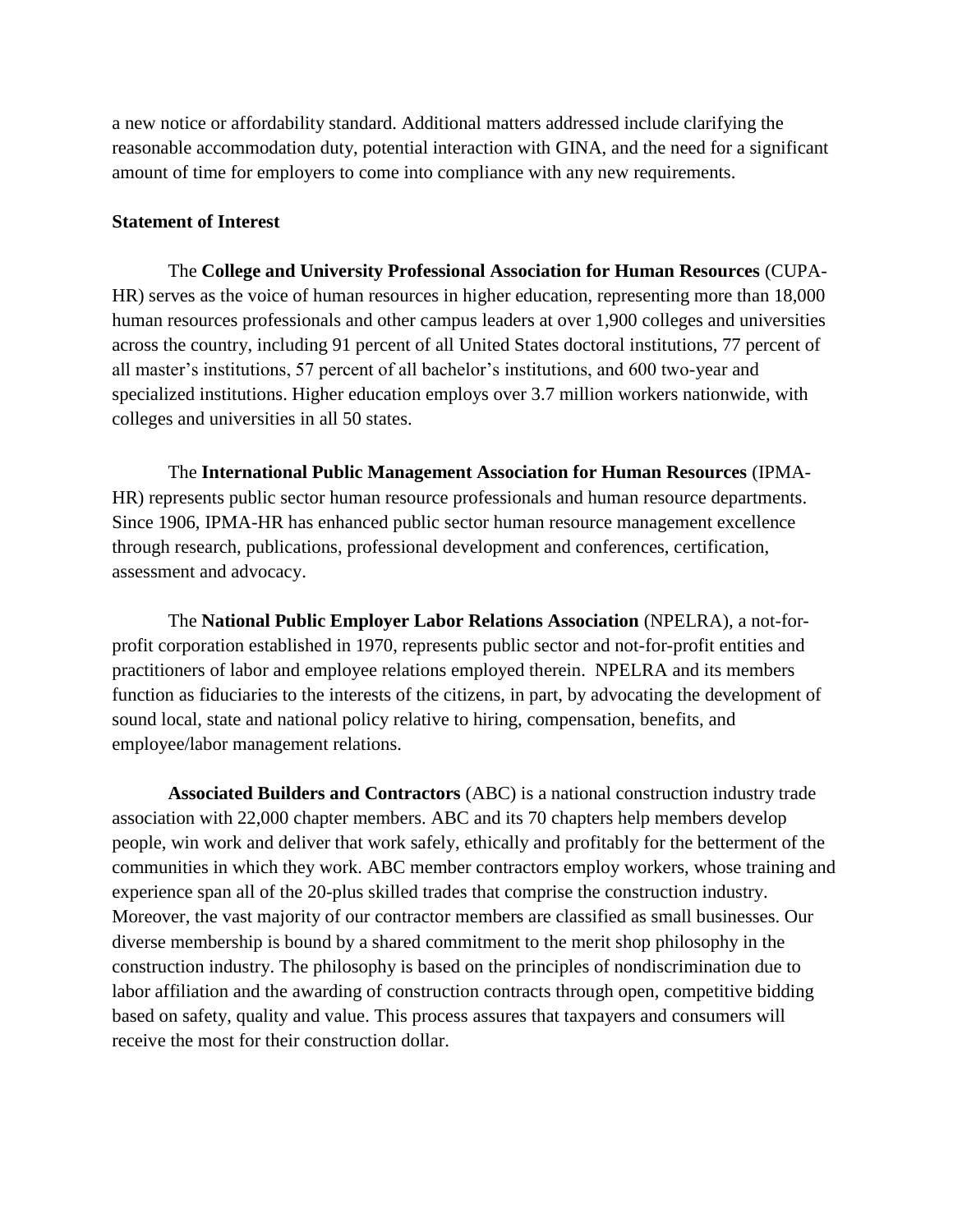a new notice or affordability standard. Additional matters addressed include clarifying the reasonable accommodation duty, potential interaction with GINA, and the need for a significant amount of time for employers to come into compliance with any new requirements.

**Statement of Interest**

The **College and University Professional Association for Human Resources** (CUPA-HR) serves as the voice of human resources in higher education, representing more than 18,000 human resources professionals and other campus leaders at over 1,900 colleges and universities across the country, including 91 percent of all United States doctoral institutions, 77 percent of all master's institutions, 57 percent of all bachelor's institutions, and 600 two-year and specialized institutions. Higher education employs over 3.7 million workers nationwide, with colleges and universities in all 50 states.

The **International Public Management Association for Human Resources** (IPMA-HR) represents public sector human resource professionals and human resource departments. Since 1906, IPMA-HR has enhanced public sector human resource management excellence through research, publications, professional development and conferences, certification, assessment and advocacy.

The **National Public Employer Labor Relations Association** (NPELRA), a not-for-profit corporation established in 1970, represents public sector and not-for-profit entities and practitioners of labor and employee relations employed therein. NPELRA and its members function as fiduciaries to the interests of the citizens, in part, by advocating the development of sound local, state and national policy relative to hiring, compensation, benefits, and employee/labor management relations.

**Associated Builders and Contractors** (ABC) is a national construction industry trade association with 22,000 chapter members. ABC and its 70 chapters help members develop people, win work and deliver that work safely, ethically and profitably for the betterment of the communities in which they work. ABC member contractors employ workers, whose training and experience span all of the 20-plus skilled trades that comprise the construction industry. Moreover, the vast majority of our contractor members are classified as small businesses. Our diverse membership is bound by a shared commitment to the merit shop philosophy in the construction industry. The philosophy is based on the principles of nondiscrimination due to labor affiliation and the awarding of construction contracts through open, competitive bidding based on safety, quality and value. This process assures that taxpayers and consumers will receive the most for their construction dollar.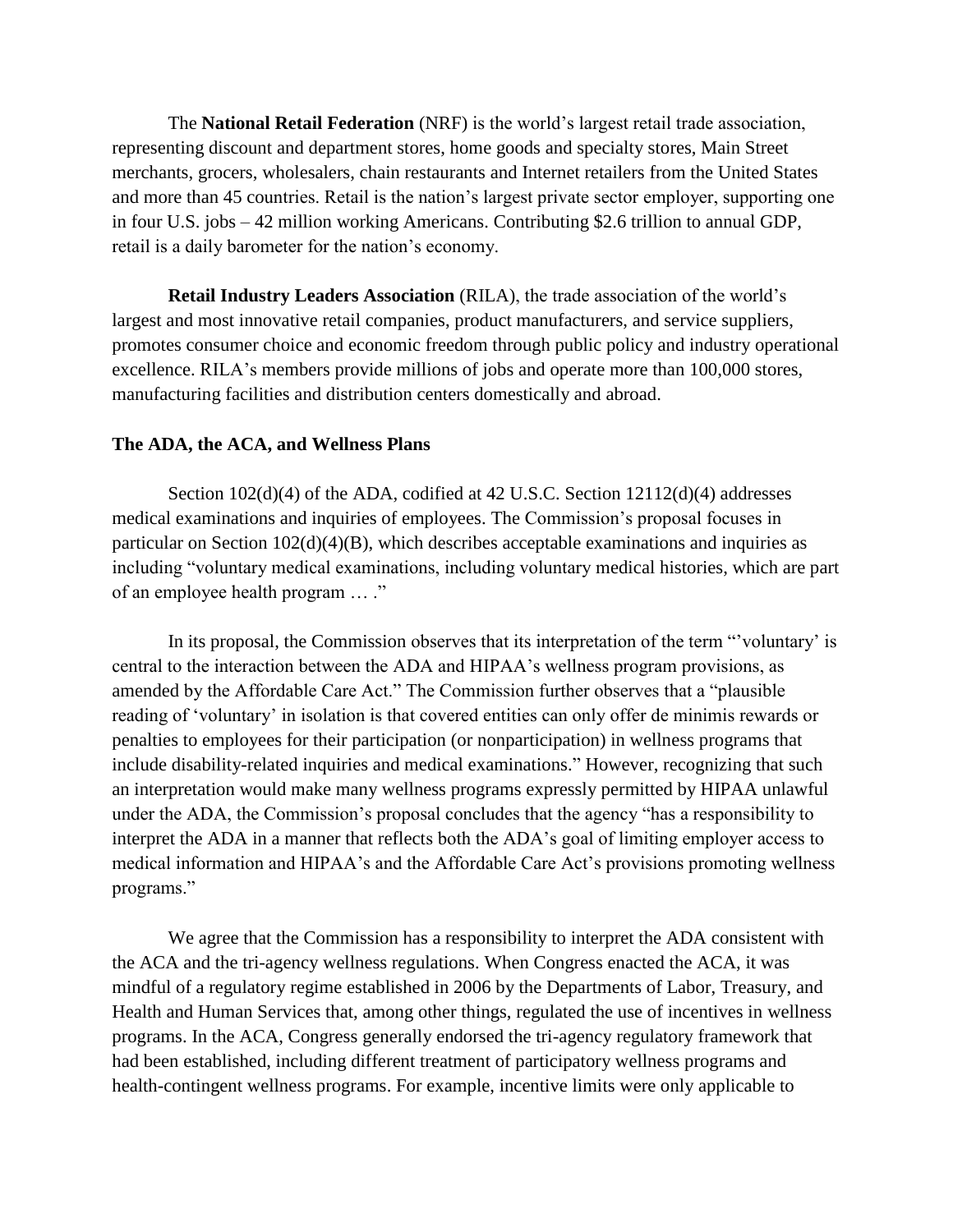The **National Retail Federation** (NRF) is the world's largest retail trade association, representing discount and department stores, home goods and specialty stores, Main Street merchants, grocers, wholesalers, chain restaurants and Internet retailers from the United States and more than 45 countries. Retail is the nation's largest private sector employer, supporting one in four U.S. jobs – 42 million working Americans. Contributing $2.6 trillion to annual GDP, retail is a daily barometer for the nation's economy.

**Retail Industry Leaders Association** (RILA), the trade association of the world's largest and most innovative retail companies, product manufacturers, and service suppliers, promotes consumer choice and economic freedom through public policy and industry operational excellence. RILA's members provide millions of jobs and operate more than 100,000 stores, manufacturing facilities and distribution centers domestically and abroad.

**The ADA, the ACA, and Wellness Plans**

Section 102(d)(4) of the ADA, codified at 42 U.S.C. Section 12112(d)(4) addresses medical examinations and inquiries of employees. The Commission's proposal focuses in particular on Section 102(d)(4)(B), which describes acceptable examinations and inquiries as including "voluntary medical examinations, including voluntary medical histories, which are part of an employee health program … ."

In its proposal, the Commission observes that its interpretation of the term "'voluntary' is central to the interaction between the ADA and HIPAA's wellness program provisions, as amended by the Affordable Care Act." The Commission further observes that a "plausible reading of 'voluntary' in isolation is that covered entities can only offer de minimis rewards or penalties to employees for their participation (or nonparticipation) in wellness programs that include disability-related inquiries and medical examinations." However, recognizing that such an interpretation would make many wellness programs expressly permitted by HIPAA unlawful under the ADA, the Commission's proposal concludes that the agency "has a responsibility to interpret the ADA in a manner that reflects both the ADA's goal of limiting employer access to medical information and HIPAA's and the Affordable Care Act's provisions promoting wellness programs."

We agree that the Commission has a responsibility to interpret the ADA consistent with the ACA and the tri-agency wellness regulations. When Congress enacted the ACA, it was mindful of a regulatory regime established in 2006 by the Departments of Labor, Treasury, and Health and Human Services that, among other things, regulated the use of incentives in wellness programs. In the ACA, Congress generally endorsed the tri-agency regulatory framework that had been established, including different treatment of participatory wellness programs and health-contingent wellness programs. For example, incentive limits were only applicable to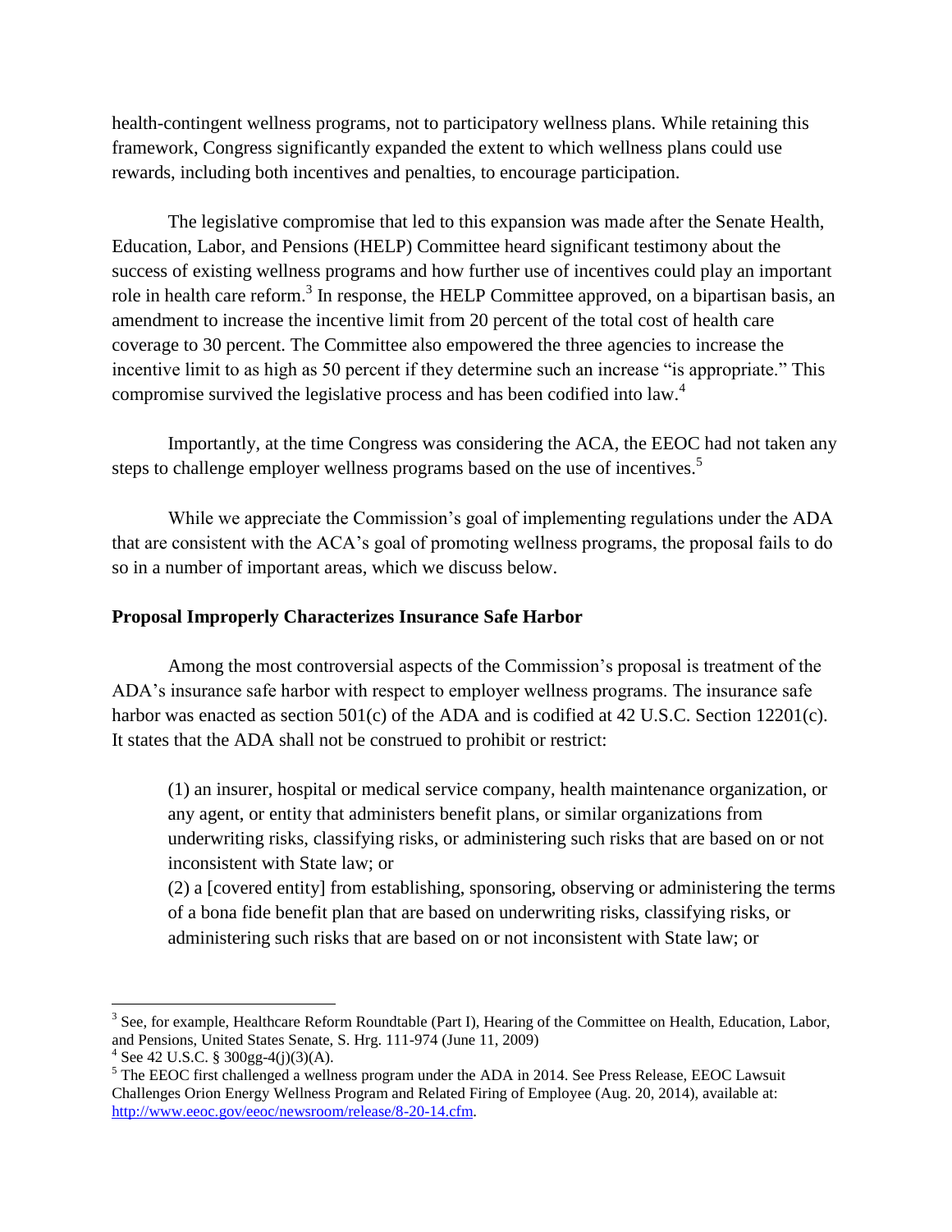health-contingent wellness programs, not to participatory wellness plans. While retaining this framework, Congress significantly expanded the extent to which wellness plans could use rewards, including both incentives and penalties, to encourage participation.

The legislative compromise that led to this expansion was made after the Senate Health, Education, Labor, and Pensions (HELP) Committee heard significant testimony about the success of existing wellness programs and how further use of incentives could play an important role in health care reform.[3] In response, the HELP Committee approved, on a bipartisan basis, an amendment to increase the incentive limit from 20 percent of the total cost of health care coverage to 30 percent. The Committee also empowered the three agencies to increase the incentive limit to as high as 50 percent if they determine such an increase "is appropriate." This compromise survived the legislative process and has been codified into law.[4]

Importantly, at the time Congress was considering the ACA, the EEOC had not taken any steps to challenge employer wellness programs based on the use of incentives.[5]

While we appreciate the Commission's goal of implementing regulations under the ADA that are consistent with the ACA's goal of promoting wellness programs, the proposal fails to do so in a number of important areas, which we discuss below.

**Proposal Improperly Characterizes Insurance Safe Harbor**

Among the most controversial aspects of the Commission's proposal is treatment of the ADA's insurance safe harbor with respect to employer wellness programs. The insurance safe harbor was enacted as section 501(c) of the ADA and is codified at 42 U.S.C. Section 12201(c). It states that the ADA shall not be construed to prohibit or restrict:

> (1) an insurer, hospital or medical service company, health maintenance organization, or any agent, or entity that administers benefit plans, or similar organizations from underwriting risks, classifying risks, or administering such risks that are based on or not inconsistent with State law; or
>
> (2) a [covered entity] from establishing, sponsoring, observing or administering the terms of a bona fide benefit plan that are based on underwriting risks, classifying risks, or administering such risks that are based on or not inconsistent with State law; or

---

[3] See, for example, Healthcare Reform Roundtable (Part I), Hearing of the Committee on Health, Education, Labor, and Pensions, United States Senate, S. Hrg. 111-974 (June 11, 2009)

[4] See 42 U.S.C. § 300gg-4(j)(3)(A).

[5] The EEOC first challenged a wellness program under the ADA in 2014. See Press Release, EEOC Lawsuit Challenges Orion Energy Wellness Program and Related Firing of Employee (Aug. 20, 2014), available at: http://www.eeoc.gov/eeoc/newsroom/release/8-20-14.cfm.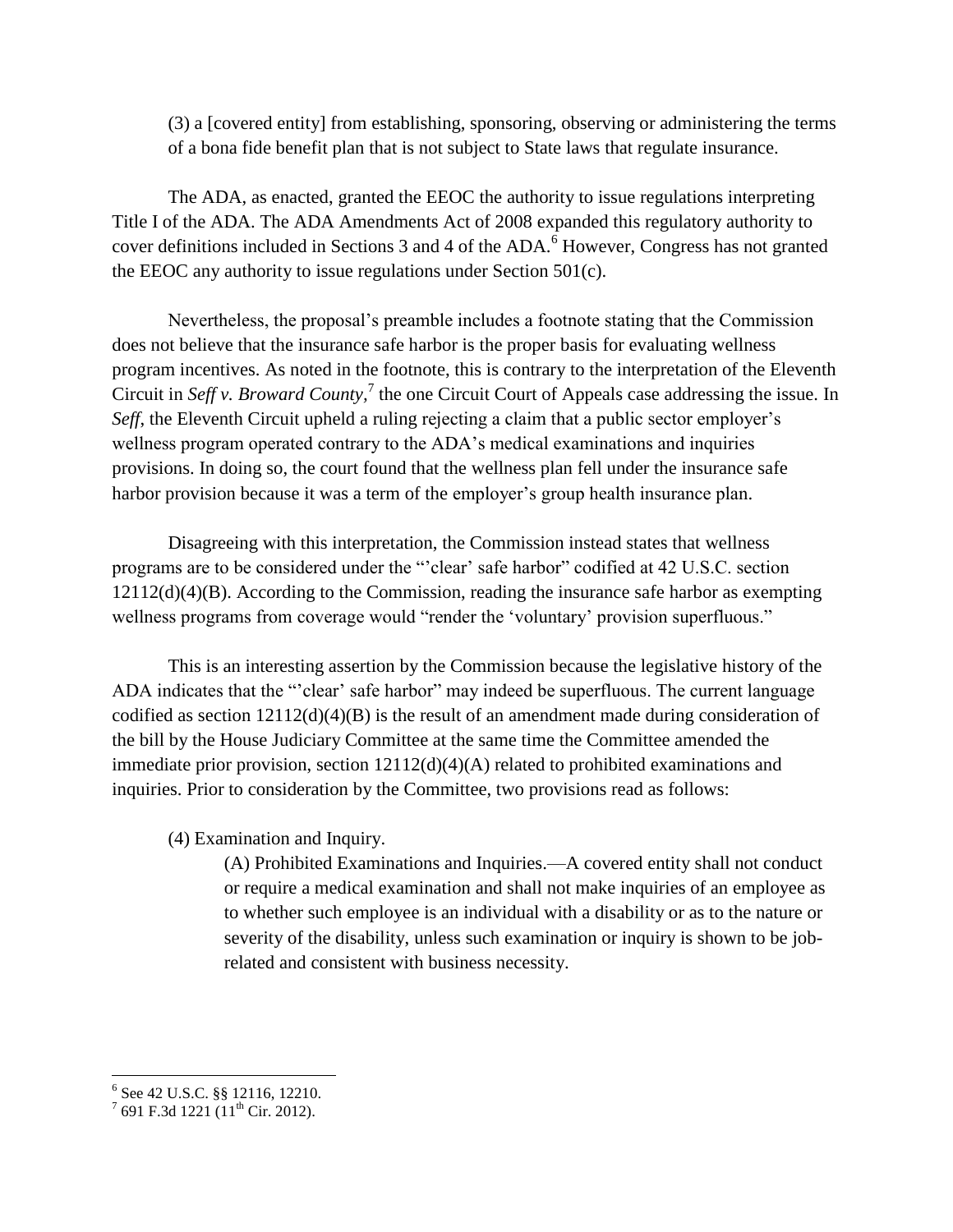(3) a [covered entity] from establishing, sponsoring, observing or administering the terms of a bona fide benefit plan that is not subject to State laws that regulate insurance.

The ADA, as enacted, granted the EEOC the authority to issue regulations interpreting Title I of the ADA. The ADA Amendments Act of 2008 expanded this regulatory authority to cover definitions included in Sections 3 and 4 of the ADA.[6] However, Congress has not granted the EEOC any authority to issue regulations under Section 501(c).

Nevertheless, the proposal's preamble includes a footnote stating that the Commission does not believe that the insurance safe harbor is the proper basis for evaluating wellness program incentives. As noted in the footnote, this is contrary to the interpretation of the Eleventh Circuit in *Seff v. Broward County*,[7] the one Circuit Court of Appeals case addressing the issue. In *Seff*, the Eleventh Circuit upheld a ruling rejecting a claim that a public sector employer's wellness program operated contrary to the ADA's medical examinations and inquiries provisions. In doing so, the court found that the wellness plan fell under the insurance safe harbor provision because it was a term of the employer's group health insurance plan.

Disagreeing with this interpretation, the Commission instead states that wellness programs are to be considered under the "'clear' safe harbor" codified at 42 U.S.C. section 12112(d)(4)(B). According to the Commission, reading the insurance safe harbor as exempting wellness programs from coverage would "render the 'voluntary' provision superfluous."

This is an interesting assertion by the Commission because the legislative history of the ADA indicates that the "'clear' safe harbor" may indeed be superfluous. The current language codified as section 12112(d)(4)(B) is the result of an amendment made during consideration of the bill by the House Judiciary Committee at the same time the Committee amended the immediate prior provision, section 12112(d)(4)(A) related to prohibited examinations and inquiries. Prior to consideration by the Committee, two provisions read as follows:

(4) Examination and Inquiry.

(A) Prohibited Examinations and Inquiries.—A covered entity shall not conduct or require a medical examination and shall not make inquiries of an employee as to whether such employee is an individual with a disability or as to the nature or severity of the disability, unless such examination or inquiry is shown to be job-related and consistent with business necessity.

---

[6] See 42 U.S.C. §§ 12116, 12210.

[7] 691 F.3d 1221 (11th Cir. 2012).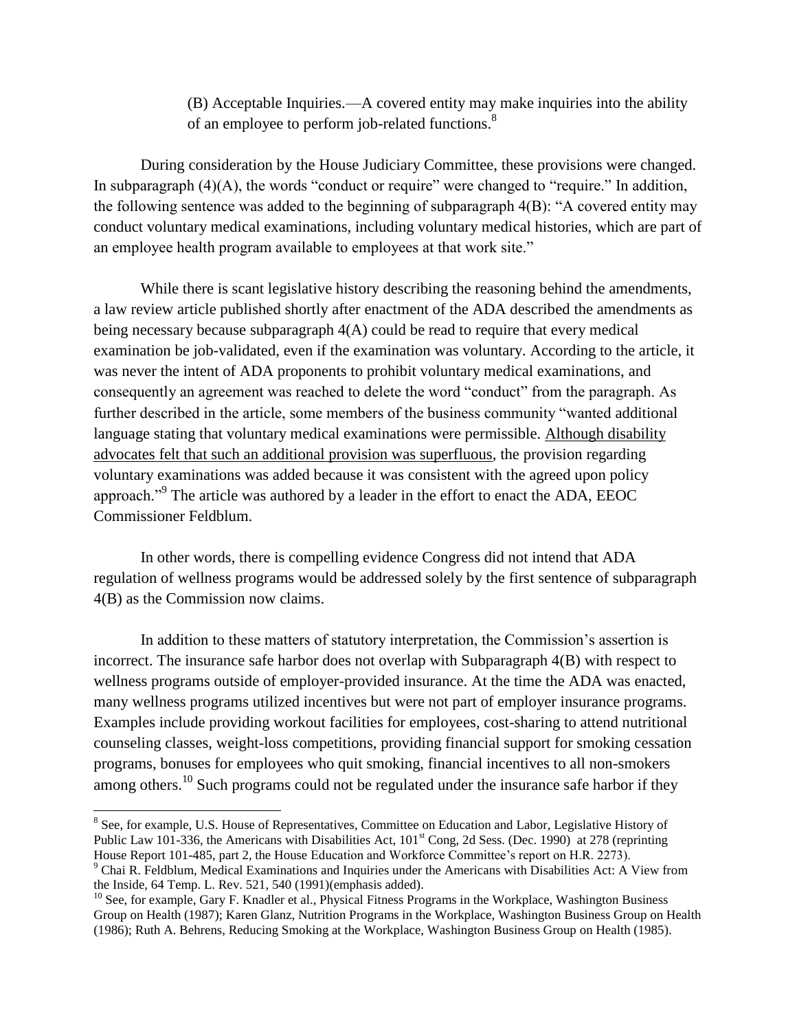> (B) Acceptable Inquiries.—A covered entity may make inquiries into the ability of an employee to perform job-related functions.[8]

During consideration by the House Judiciary Committee, these provisions were changed. In subparagraph (4)(A), the words "conduct or require" were changed to "require." In addition, the following sentence was added to the beginning of subparagraph 4(B): "A covered entity may conduct voluntary medical examinations, including voluntary medical histories, which are part of an employee health program available to employees at that work site."

While there is scant legislative history describing the reasoning behind the amendments, a law review article published shortly after enactment of the ADA described the amendments as being necessary because subparagraph 4(A) could be read to require that every medical examination be job-validated, even if the examination was voluntary. According to the article, it was never the intent of ADA proponents to prohibit voluntary medical examinations, and consequently an agreement was reached to delete the word "conduct" from the paragraph. As further described in the article, some members of the business community "wanted additional language stating that voluntary medical examinations were permissible. <u>Although disability advocates felt that such an additional provision was superfluous</u>, the provision regarding voluntary examinations was added because it was consistent with the agreed upon policy approach."[9] The article was authored by a leader in the effort to enact the ADA, EEOC Commissioner Feldblum.

In other words, there is compelling evidence Congress did not intend that ADA regulation of wellness programs would be addressed solely by the first sentence of subparagraph 4(B) as the Commission now claims.

In addition to these matters of statutory interpretation, the Commission's assertion is incorrect. The insurance safe harbor does not overlap with Subparagraph 4(B) with respect to wellness programs outside of employer-provided insurance. At the time the ADA was enacted, many wellness programs utilized incentives but were not part of employer insurance programs. Examples include providing workout facilities for employees, cost-sharing to attend nutritional counseling classes, weight-loss competitions, providing financial support for smoking cessation programs, bonuses for employees who quit smoking, financial incentives to all non-smokers among others.[10] Such programs could not be regulated under the insurance safe harbor if they

---

[8] See, for example, U.S. House of Representatives, Committee on Education and Labor, Legislative History of Public Law 101-336, the Americans with Disabilities Act, 101st Cong, 2d Sess. (Dec. 1990) at 278 (reprinting House Report 101-485, part 2, the House Education and Workforce Committee's report on H.R. 2273).

[9] Chai R. Feldblum, Medical Examinations and Inquiries under the Americans with Disabilities Act: A View from the Inside, 64 Temp. L. Rev. 521, 540 (1991)(emphasis added).

[10] See, for example, Gary F. Knadler et al., Physical Fitness Programs in the Workplace, Washington Business Group on Health (1987); Karen Glanz, Nutrition Programs in the Workplace, Washington Business Group on Health (1986); Ruth A. Behrens, Reducing Smoking at the Workplace, Washington Business Group on Health (1985).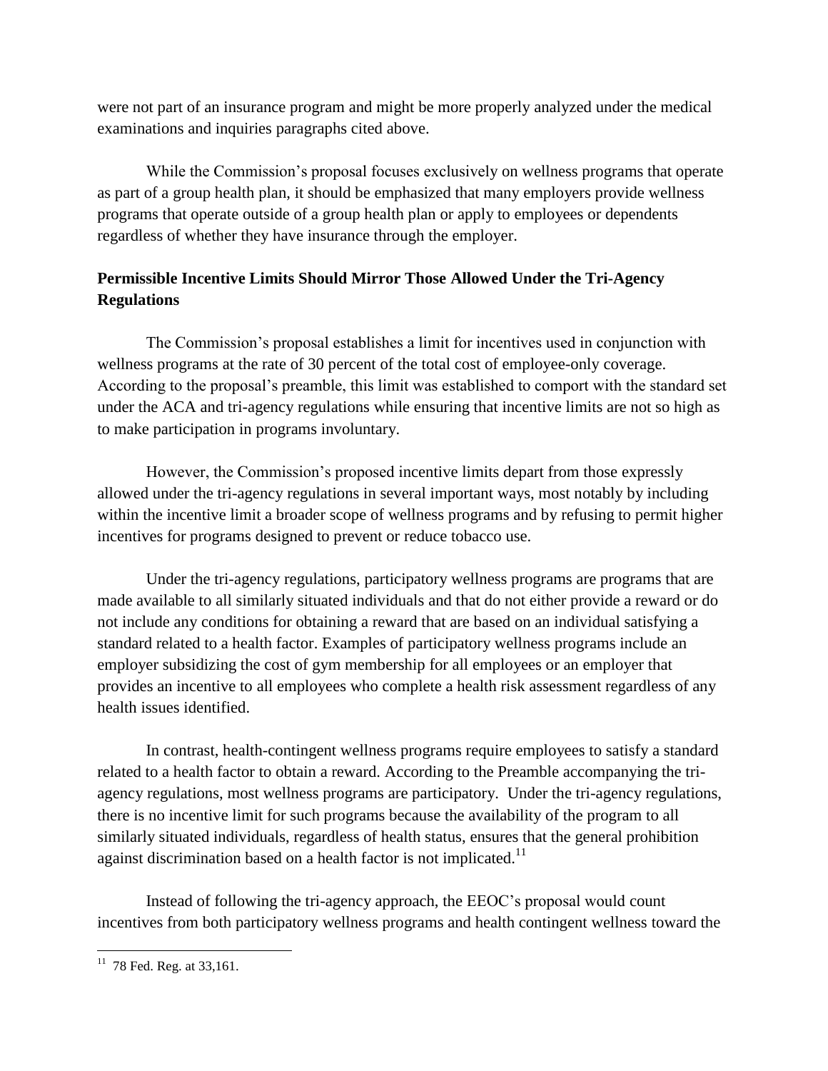were not part of an insurance program and might be more properly analyzed under the medical examinations and inquiries paragraphs cited above.

While the Commission's proposal focuses exclusively on wellness programs that operate as part of a group health plan, it should be emphasized that many employers provide wellness programs that operate outside of a group health plan or apply to employees or dependents regardless of whether they have insurance through the employer.

**Permissible Incentive Limits Should Mirror Those Allowed Under the Tri-Agency Regulations**

The Commission's proposal establishes a limit for incentives used in conjunction with wellness programs at the rate of 30 percent of the total cost of employee-only coverage. According to the proposal's preamble, this limit was established to comport with the standard set under the ACA and tri-agency regulations while ensuring that incentive limits are not so high as to make participation in programs involuntary.

However, the Commission's proposed incentive limits depart from those expressly allowed under the tri-agency regulations in several important ways, most notably by including within the incentive limit a broader scope of wellness programs and by refusing to permit higher incentives for programs designed to prevent or reduce tobacco use.

Under the tri-agency regulations, participatory wellness programs are programs that are made available to all similarly situated individuals and that do not either provide a reward or do not include any conditions for obtaining a reward that are based on an individual satisfying a standard related to a health factor. Examples of participatory wellness programs include an employer subsidizing the cost of gym membership for all employees or an employer that provides an incentive to all employees who complete a health risk assessment regardless of any health issues identified.

In contrast, health-contingent wellness programs require employees to satisfy a standard related to a health factor to obtain a reward. According to the Preamble accompanying the tri-agency regulations, most wellness programs are participatory. Under the tri-agency regulations, there is no incentive limit for such programs because the availability of the program to all similarly situated individuals, regardless of health status, ensures that the general prohibition against discrimination based on a health factor is not implicated.[11]

Instead of following the tri-agency approach, the EEOC's proposal would count incentives from both participatory wellness programs and health contingent wellness toward the

[11] 78 Fed. Reg. at 33,161.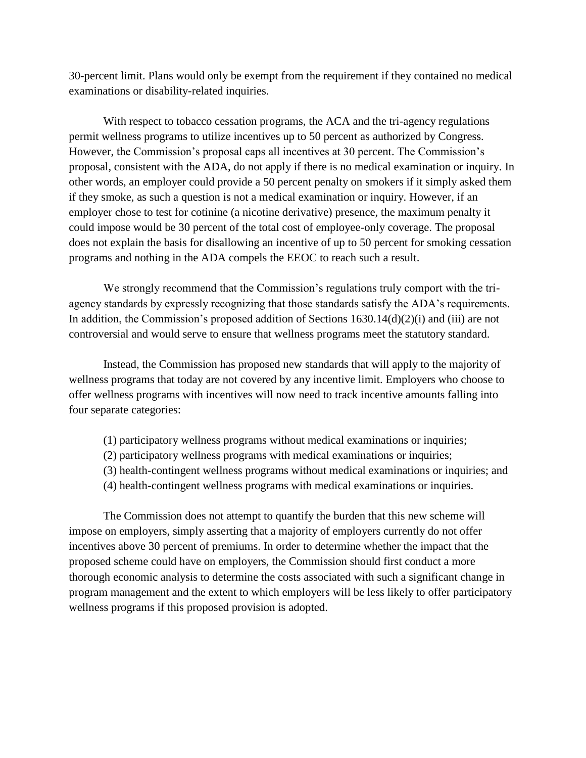30-percent limit. Plans would only be exempt from the requirement if they contained no medical examinations or disability-related inquiries.

With respect to tobacco cessation programs, the ACA and the tri-agency regulations permit wellness programs to utilize incentives up to 50 percent as authorized by Congress. However, the Commission's proposal caps all incentives at 30 percent. The Commission's proposal, consistent with the ADA, do not apply if there is no medical examination or inquiry. In other words, an employer could provide a 50 percent penalty on smokers if it simply asked them if they smoke, as such a question is not a medical examination or inquiry. However, if an employer chose to test for cotinine (a nicotine derivative) presence, the maximum penalty it could impose would be 30 percent of the total cost of employee-only coverage. The proposal does not explain the basis for disallowing an incentive of up to 50 percent for smoking cessation programs and nothing in the ADA compels the EEOC to reach such a result.

We strongly recommend that the Commission's regulations truly comport with the tri-agency standards by expressly recognizing that those standards satisfy the ADA's requirements. In addition, the Commission's proposed addition of Sections 1630.14(d)(2)(i) and (iii) are not controversial and would serve to ensure that wellness programs meet the statutory standard.

Instead, the Commission has proposed new standards that will apply to the majority of wellness programs that today are not covered by any incentive limit. Employers who choose to offer wellness programs with incentives will now need to track incentive amounts falling into four separate categories:

(1) participatory wellness programs without medical examinations or inquiries;
(2) participatory wellness programs with medical examinations or inquiries;
(3) health-contingent wellness programs without medical examinations or inquiries; and
(4) health-contingent wellness programs with medical examinations or inquiries.

The Commission does not attempt to quantify the burden that this new scheme will impose on employers, simply asserting that a majority of employers currently do not offer incentives above 30 percent of premiums. In order to determine whether the impact that the proposed scheme could have on employers, the Commission should first conduct a more thorough economic analysis to determine the costs associated with such a significant change in program management and the extent to which employers will be less likely to offer participatory wellness programs if this proposed provision is adopted.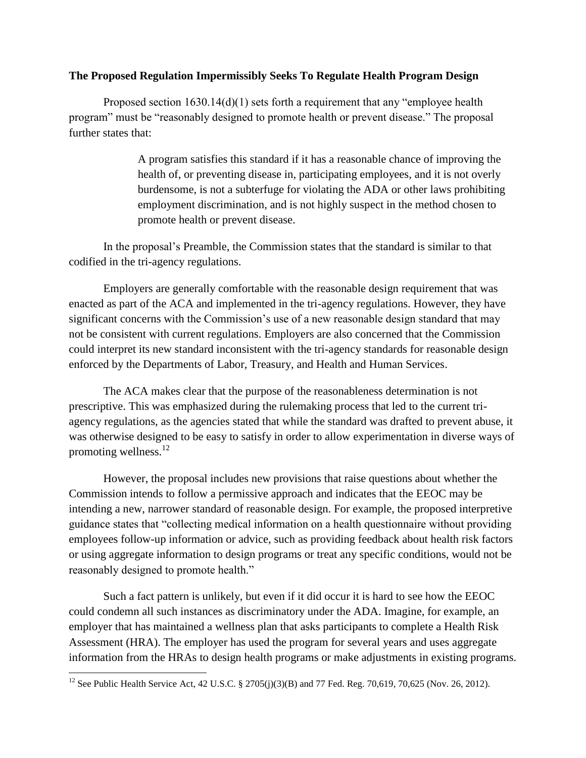**The Proposed Regulation Impermissibly Seeks To Regulate Health Program Design**

Proposed section 1630.14(d)(1) sets forth a requirement that any "employee health program" must be "reasonably designed to promote health or prevent disease." The proposal further states that:

> A program satisfies this standard if it has a reasonable chance of improving the health of, or preventing disease in, participating employees, and it is not overly burdensome, is not a subterfuge for violating the ADA or other laws prohibiting employment discrimination, and is not highly suspect in the method chosen to promote health or prevent disease.

In the proposal's Preamble, the Commission states that the standard is similar to that codified in the tri-agency regulations.

Employers are generally comfortable with the reasonable design requirement that was enacted as part of the ACA and implemented in the tri-agency regulations. However, they have significant concerns with the Commission's use of a new reasonable design standard that may not be consistent with current regulations. Employers are also concerned that the Commission could interpret its new standard inconsistent with the tri-agency standards for reasonable design enforced by the Departments of Labor, Treasury, and Health and Human Services.

The ACA makes clear that the purpose of the reasonableness determination is not prescriptive. This was emphasized during the rulemaking process that led to the current tri-agency regulations, as the agencies stated that while the standard was drafted to prevent abuse, it was otherwise designed to be easy to satisfy in order to allow experimentation in diverse ways of promoting wellness.[12]

However, the proposal includes new provisions that raise questions about whether the Commission intends to follow a permissive approach and indicates that the EEOC may be intending a new, narrower standard of reasonable design. For example, the proposed interpretive guidance states that "collecting medical information on a health questionnaire without providing employees follow-up information or advice, such as providing feedback about health risk factors or using aggregate information to design programs or treat any specific conditions, would not be reasonably designed to promote health."

Such a fact pattern is unlikely, but even if it did occur it is hard to see how the EEOC could condemn all such instances as discriminatory under the ADA. Imagine, for example, an employer that has maintained a wellness plan that asks participants to complete a Health Risk Assessment (HRA). The employer has used the program for several years and uses aggregate information from the HRAs to design health programs or make adjustments in existing programs.

---

[12] See Public Health Service Act, 42 U.S.C. § 2705(j)(3)(B) and 77 Fed. Reg. 70,619, 70,625 (Nov. 26, 2012).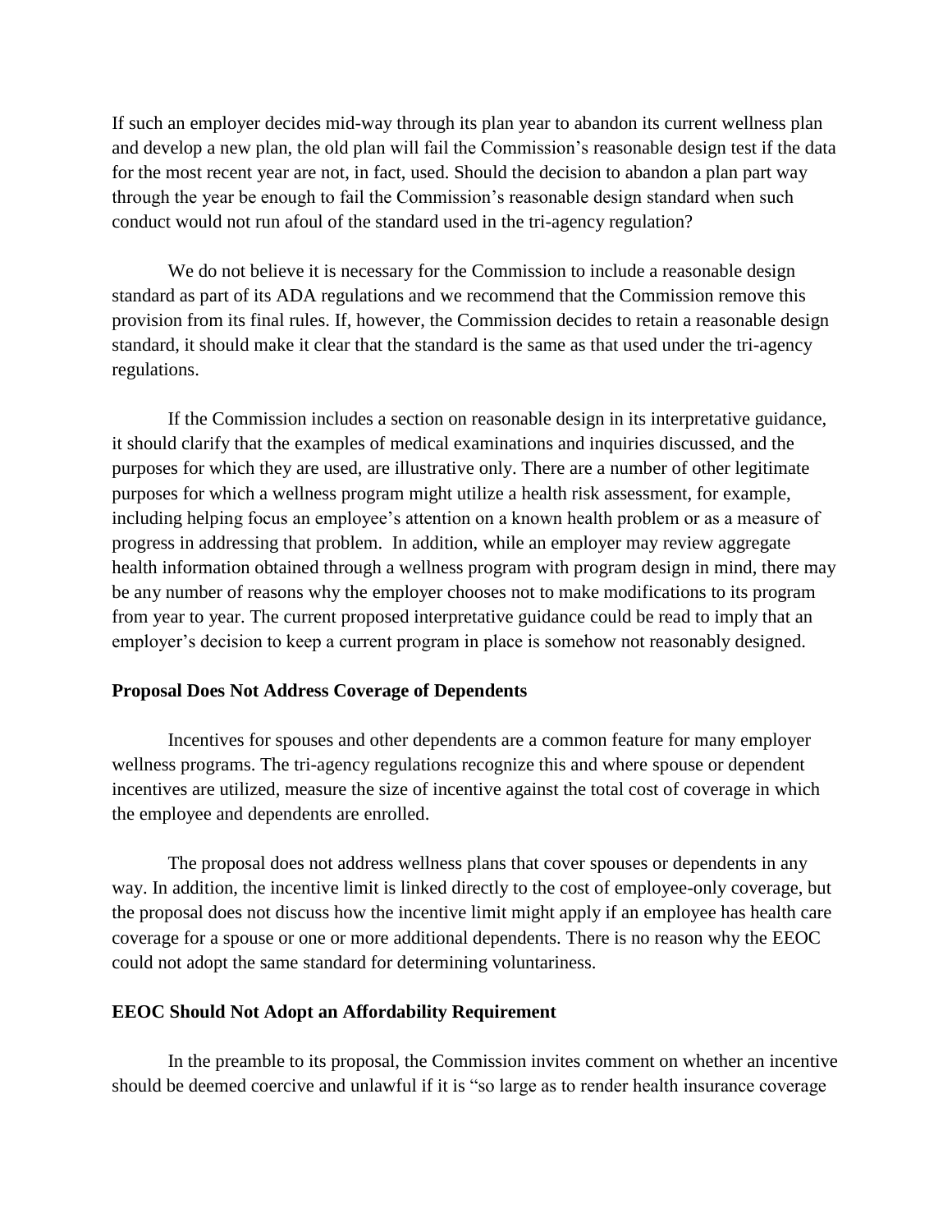If such an employer decides mid-way through its plan year to abandon its current wellness plan and develop a new plan, the old plan will fail the Commission's reasonable design test if the data for the most recent year are not, in fact, used. Should the decision to abandon a plan part way through the year be enough to fail the Commission's reasonable design standard when such conduct would not run afoul of the standard used in the tri-agency regulation?

We do not believe it is necessary for the Commission to include a reasonable design standard as part of its ADA regulations and we recommend that the Commission remove this provision from its final rules. If, however, the Commission decides to retain a reasonable design standard, it should make it clear that the standard is the same as that used under the tri-agency regulations.

If the Commission includes a section on reasonable design in its interpretative guidance, it should clarify that the examples of medical examinations and inquiries discussed, and the purposes for which they are used, are illustrative only. There are a number of other legitimate purposes for which a wellness program might utilize a health risk assessment, for example, including helping focus an employee's attention on a known health problem or as a measure of progress in addressing that problem. In addition, while an employer may review aggregate health information obtained through a wellness program with program design in mind, there may be any number of reasons why the employer chooses not to make modifications to its program from year to year. The current proposed interpretative guidance could be read to imply that an employer's decision to keep a current program in place is somehow not reasonably designed.

**Proposal Does Not Address Coverage of Dependents**

Incentives for spouses and other dependents are a common feature for many employer wellness programs. The tri-agency regulations recognize this and where spouse or dependent incentives are utilized, measure the size of incentive against the total cost of coverage in which the employee and dependents are enrolled.

The proposal does not address wellness plans that cover spouses or dependents in any way. In addition, the incentive limit is linked directly to the cost of employee-only coverage, but the proposal does not discuss how the incentive limit might apply if an employee has health care coverage for a spouse or one or more additional dependents. There is no reason why the EEOC could not adopt the same standard for determining voluntariness.

**EEOC Should Not Adopt an Affordability Requirement**

In the preamble to its proposal, the Commission invites comment on whether an incentive should be deemed coercive and unlawful if it is "so large as to render health insurance coverage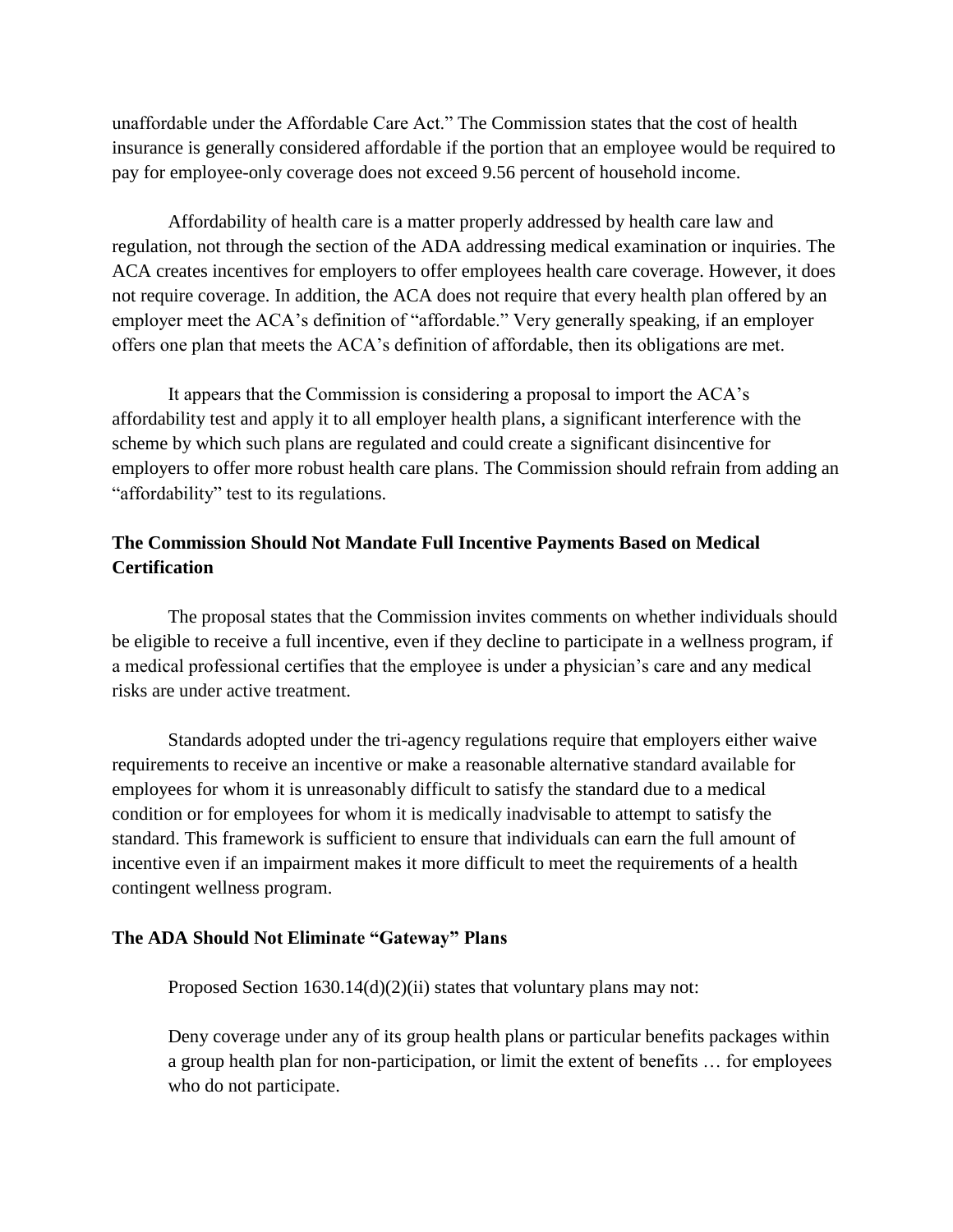unaffordable under the Affordable Care Act." The Commission states that the cost of health insurance is generally considered affordable if the portion that an employee would be required to pay for employee-only coverage does not exceed 9.56 percent of household income.

Affordability of health care is a matter properly addressed by health care law and regulation, not through the section of the ADA addressing medical examination or inquiries. The ACA creates incentives for employers to offer employees health care coverage. However, it does not require coverage. In addition, the ACA does not require that every health plan offered by an employer meet the ACA's definition of "affordable." Very generally speaking, if an employer offers one plan that meets the ACA's definition of affordable, then its obligations are met.

It appears that the Commission is considering a proposal to import the ACA's affordability test and apply it to all employer health plans, a significant interference with the scheme by which such plans are regulated and could create a significant disincentive for employers to offer more robust health care plans. The Commission should refrain from adding an "affordability" test to its regulations.

**The Commission Should Not Mandate Full Incentive Payments Based on Medical Certification**

The proposal states that the Commission invites comments on whether individuals should be eligible to receive a full incentive, even if they decline to participate in a wellness program, if a medical professional certifies that the employee is under a physician's care and any medical risks are under active treatment.

Standards adopted under the tri-agency regulations require that employers either waive requirements to receive an incentive or make a reasonable alternative standard available for employees for whom it is unreasonably difficult to satisfy the standard due to a medical condition or for employees for whom it is medically inadvisable to attempt to satisfy the standard. This framework is sufficient to ensure that individuals can earn the full amount of incentive even if an impairment makes it more difficult to meet the requirements of a health contingent wellness program.

**The ADA Should Not Eliminate "Gateway" Plans**

Proposed Section 1630.14(d)(2)(ii) states that voluntary plans may not:

> Deny coverage under any of its group health plans or particular benefits packages within a group health plan for non-participation, or limit the extent of benefits … for employees who do not participate.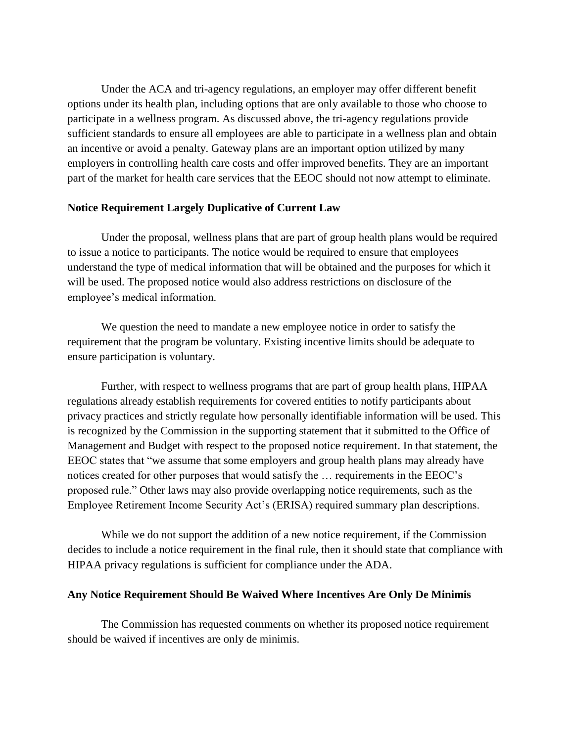Under the ACA and tri-agency regulations, an employer may offer different benefit options under its health plan, including options that are only available to those who choose to participate in a wellness program. As discussed above, the tri-agency regulations provide sufficient standards to ensure all employees are able to participate in a wellness plan and obtain an incentive or avoid a penalty. Gateway plans are an important option utilized by many employers in controlling health care costs and offer improved benefits. They are an important part of the market for health care services that the EEOC should not now attempt to eliminate.

**Notice Requirement Largely Duplicative of Current Law**

Under the proposal, wellness plans that are part of group health plans would be required to issue a notice to participants. The notice would be required to ensure that employees understand the type of medical information that will be obtained and the purposes for which it will be used. The proposed notice would also address restrictions on disclosure of the employee's medical information.

We question the need to mandate a new employee notice in order to satisfy the requirement that the program be voluntary. Existing incentive limits should be adequate to ensure participation is voluntary.

Further, with respect to wellness programs that are part of group health plans, HIPAA regulations already establish requirements for covered entities to notify participants about privacy practices and strictly regulate how personally identifiable information will be used. This is recognized by the Commission in the supporting statement that it submitted to the Office of Management and Budget with respect to the proposed notice requirement. In that statement, the EEOC states that "we assume that some employers and group health plans may already have notices created for other purposes that would satisfy the … requirements in the EEOC's proposed rule." Other laws may also provide overlapping notice requirements, such as the Employee Retirement Income Security Act's (ERISA) required summary plan descriptions.

While we do not support the addition of a new notice requirement, if the Commission decides to include a notice requirement in the final rule, then it should state that compliance with HIPAA privacy regulations is sufficient for compliance under the ADA.

**Any Notice Requirement Should Be Waived Where Incentives Are Only De Minimis**

The Commission has requested comments on whether its proposed notice requirement should be waived if incentives are only de minimis.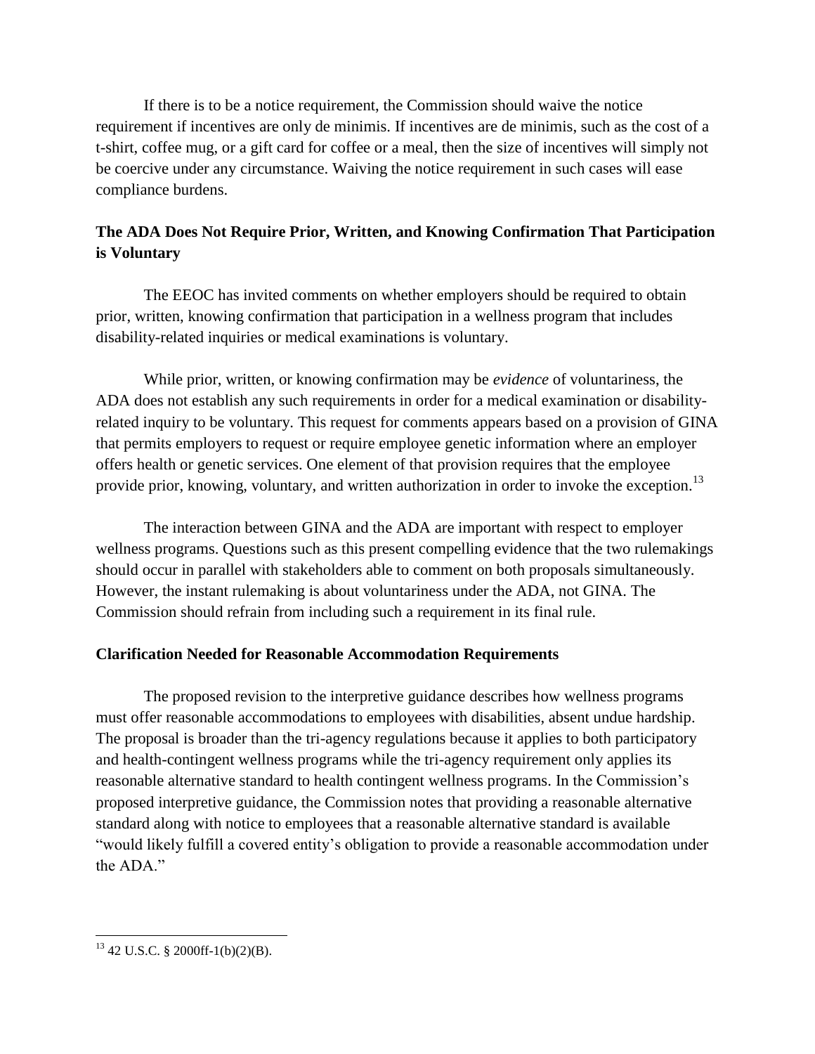If there is to be a notice requirement, the Commission should waive the notice requirement if incentives are only de minimis. If incentives are de minimis, such as the cost of a t-shirt, coffee mug, or a gift card for coffee or a meal, then the size of incentives will simply not be coercive under any circumstance. Waiving the notice requirement in such cases will ease compliance burdens.

**The ADA Does Not Require Prior, Written, and Knowing Confirmation That Participation is Voluntary**

The EEOC has invited comments on whether employers should be required to obtain prior, written, knowing confirmation that participation in a wellness program that includes disability-related inquiries or medical examinations is voluntary.

While prior, written, or knowing confirmation may be *evidence* of voluntariness, the ADA does not establish any such requirements in order for a medical examination or disability-related inquiry to be voluntary. This request for comments appears based on a provision of GINA that permits employers to request or require employee genetic information where an employer offers health or genetic services. One element of that provision requires that the employee provide prior, knowing, voluntary, and written authorization in order to invoke the exception.[13]

The interaction between GINA and the ADA are important with respect to employer wellness programs. Questions such as this present compelling evidence that the two rulemakings should occur in parallel with stakeholders able to comment on both proposals simultaneously. However, the instant rulemaking is about voluntariness under the ADA, not GINA. The Commission should refrain from including such a requirement in its final rule.

**Clarification Needed for Reasonable Accommodation Requirements**

The proposed revision to the interpretive guidance describes how wellness programs must offer reasonable accommodations to employees with disabilities, absent undue hardship. The proposal is broader than the tri-agency regulations because it applies to both participatory and health-contingent wellness programs while the tri-agency requirement only applies its reasonable alternative standard to health contingent wellness programs. In the Commission's proposed interpretive guidance, the Commission notes that providing a reasonable alternative standard along with notice to employees that a reasonable alternative standard is available "would likely fulfill a covered entity's obligation to provide a reasonable accommodation under the ADA."

---

[13] 42 U.S.C. § 2000ff-1(b)(2)(B).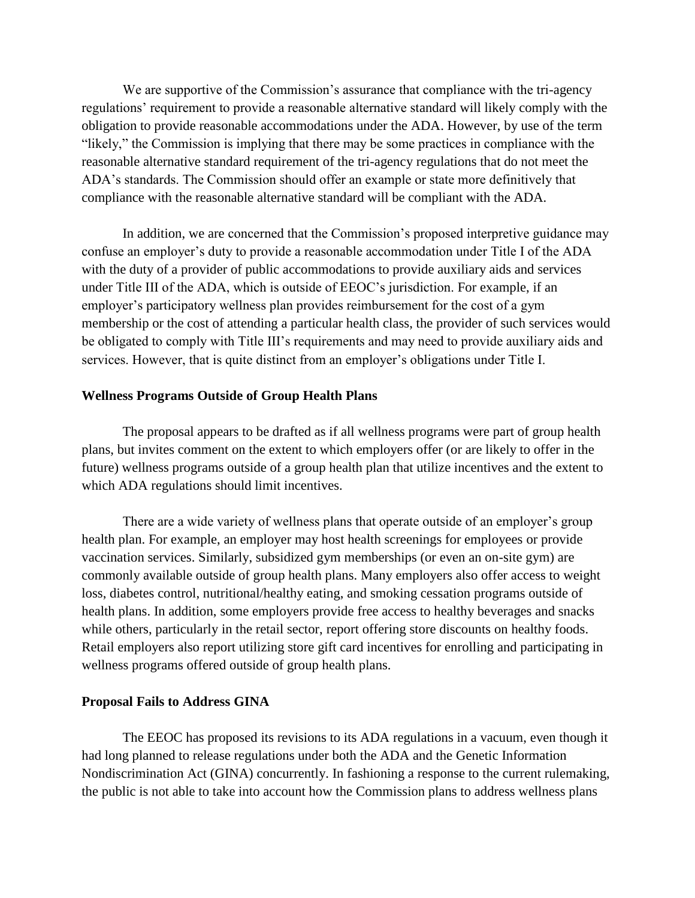We are supportive of the Commission's assurance that compliance with the tri-agency regulations' requirement to provide a reasonable alternative standard will likely comply with the obligation to provide reasonable accommodations under the ADA. However, by use of the term "likely," the Commission is implying that there may be some practices in compliance with the reasonable alternative standard requirement of the tri-agency regulations that do not meet the ADA's standards. The Commission should offer an example or state more definitively that compliance with the reasonable alternative standard will be compliant with the ADA.

In addition, we are concerned that the Commission's proposed interpretive guidance may confuse an employer's duty to provide a reasonable accommodation under Title I of the ADA with the duty of a provider of public accommodations to provide auxiliary aids and services under Title III of the ADA, which is outside of EEOC's jurisdiction. For example, if an employer's participatory wellness plan provides reimbursement for the cost of a gym membership or the cost of attending a particular health class, the provider of such services would be obligated to comply with Title III's requirements and may need to provide auxiliary aids and services. However, that is quite distinct from an employer's obligations under Title I.

**Wellness Programs Outside of Group Health Plans**

The proposal appears to be drafted as if all wellness programs were part of group health plans, but invites comment on the extent to which employers offer (or are likely to offer in the future) wellness programs outside of a group health plan that utilize incentives and the extent to which ADA regulations should limit incentives.

There are a wide variety of wellness plans that operate outside of an employer's group health plan. For example, an employer may host health screenings for employees or provide vaccination services. Similarly, subsidized gym memberships (or even an on-site gym) are commonly available outside of group health plans. Many employers also offer access to weight loss, diabetes control, nutritional/healthy eating, and smoking cessation programs outside of health plans. In addition, some employers provide free access to healthy beverages and snacks while others, particularly in the retail sector, report offering store discounts on healthy foods. Retail employers also report utilizing store gift card incentives for enrolling and participating in wellness programs offered outside of group health plans.

**Proposal Fails to Address GINA**

The EEOC has proposed its revisions to its ADA regulations in a vacuum, even though it had long planned to release regulations under both the ADA and the Genetic Information Nondiscrimination Act (GINA) concurrently. In fashioning a response to the current rulemaking, the public is not able to take into account how the Commission plans to address wellness plans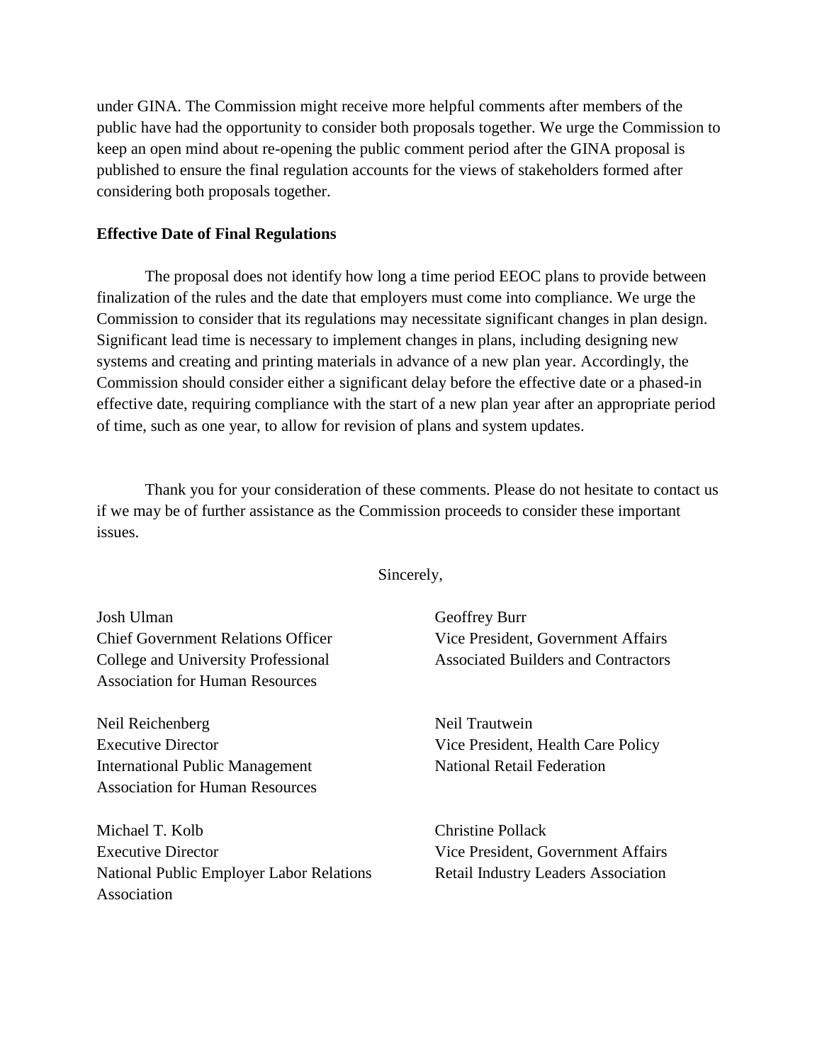under GINA. The Commission might receive more helpful comments after members of the public have had the opportunity to consider both proposals together. We urge the Commission to keep an open mind about re-opening the public comment period after the GINA proposal is published to ensure the final regulation accounts for the views of stakeholders formed after considering both proposals together.

**Effective Date of Final Regulations**

The proposal does not identify how long a time period EEOC plans to provide between finalization of the rules and the date that employers must come into compliance. We urge the Commission to consider that its regulations may necessitate significant changes in plan design. Significant lead time is necessary to implement changes in plans, including designing new systems and creating and printing materials in advance of a new plan year. Accordingly, the Commission should consider either a significant delay before the effective date or a phased-in effective date, requiring compliance with the start of a new plan year after an appropriate period of time, such as one year, to allow for revision of plans and system updates.

Thank you for your consideration of these comments. Please do not hesitate to contact us if we may be of further assistance as the Commission proceeds to consider these important issues.

Sincerely,

Josh Ulman
Chief Government Relations Officer
College and University Professional Association for Human Resources

Geoffrey Burr
Vice President, Government Affairs
Associated Builders and Contractors

Neil Reichenberg
Executive Director
International Public Management Association for Human Resources

Neil Trautwein
Vice President, Health Care Policy
National Retail Federation

Michael T. Kolb
Executive Director
National Public Employer Labor Relations Association

Christine Pollack
Vice President, Government Affairs
Retail Industry Leaders Association